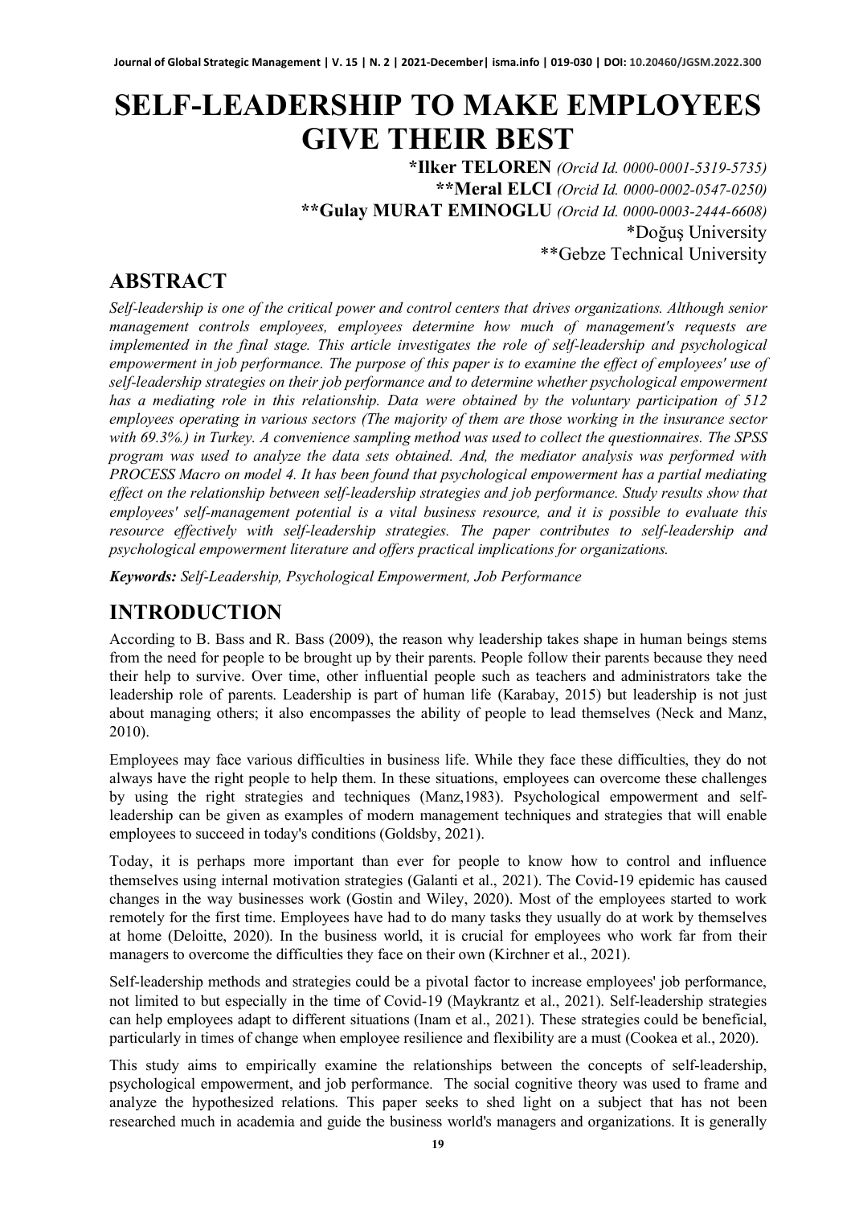# SELF-LEADERSHIP TO MAKE EMPLOYEES GIVE THEIR BEST

**\*Ilker TELOREN** *(Orcid Id. 0000-0001-5319-5735)*
**\*\*Meral ELCI** *(Orcid Id. 0000-0002-0547-0250)*
**\*\*Gulay MURAT EMINOGLU** *(Orcid Id. 0000-0003-2444-6608)*
\*Doğuş University
\*\*Gebze Technical University

## ABSTRACT

*Self-leadership is one of the critical power and control centers that drives organizations. Although senior management controls employees, employees determine how much of management's requests are implemented in the final stage. This article investigates the role of self-leadership and psychological empowerment in job performance. The purpose of this paper is to examine the effect of employees' use of self-leadership strategies on their job performance and to determine whether psychological empowerment has a mediating role in this relationship. Data were obtained by the voluntary participation of 512 employees operating in various sectors (The majority of them are those working in the insurance sector with 69.3%.) in Turkey. A convenience sampling method was used to collect the questionnaires. The SPSS program was used to analyze the data sets obtained. And, the mediator analysis was performed with PROCESS Macro on model 4. It has been found that psychological empowerment has a partial mediating effect on the relationship between self-leadership strategies and job performance. Study results show that employees' self-management potential is a vital business resource, and it is possible to evaluate this resource effectively with self-leadership strategies. The paper contributes to self-leadership and psychological empowerment literature and offers practical implications for organizations.*

***Keywords:*** *Self-Leadership, Psychological Empowerment, Job Performance*

## INTRODUCTION

According to B. Bass and R. Bass (2009), the reason why leadership takes shape in human beings stems from the need for people to be brought up by their parents. People follow their parents because they need their help to survive. Over time, other influential people such as teachers and administrators take the leadership role of parents. Leadership is part of human life (Karabay, 2015) but leadership is not just about managing others; it also encompasses the ability of people to lead themselves (Neck and Manz, 2010).

Employees may face various difficulties in business life. While they face these difficulties, they do not always have the right people to help them. In these situations, employees can overcome these challenges by using the right strategies and techniques (Manz,1983). Psychological empowerment and self-leadership can be given as examples of modern management techniques and strategies that will enable employees to succeed in today's conditions (Goldsby, 2021).

Today, it is perhaps more important than ever for people to know how to control and influence themselves using internal motivation strategies (Galanti et al., 2021). The Covid-19 epidemic has caused changes in the way businesses work (Gostin and Wiley, 2020). Most of the employees started to work remotely for the first time. Employees have had to do many tasks they usually do at work by themselves at home (Deloitte, 2020). In the business world, it is crucial for employees who work far from their managers to overcome the difficulties they face on their own (Kirchner et al., 2021).

Self-leadership methods and strategies could be a pivotal factor to increase employees' job performance, not limited to but especially in the time of Covid-19 (Maykrantz et al., 2021). Self-leadership strategies can help employees adapt to different situations (Inam et al., 2021). These strategies could be beneficial, particularly in times of change when employee resilience and flexibility are a must (Cookea et al., 2020).

This study aims to empirically examine the relationships between the concepts of self-leadership, psychological empowerment, and job performance. The social cognitive theory was used to frame and analyze the hypothesized relations. This paper seeks to shed light on a subject that has not been researched much in academia and guide the business world's managers and organizations. It is generally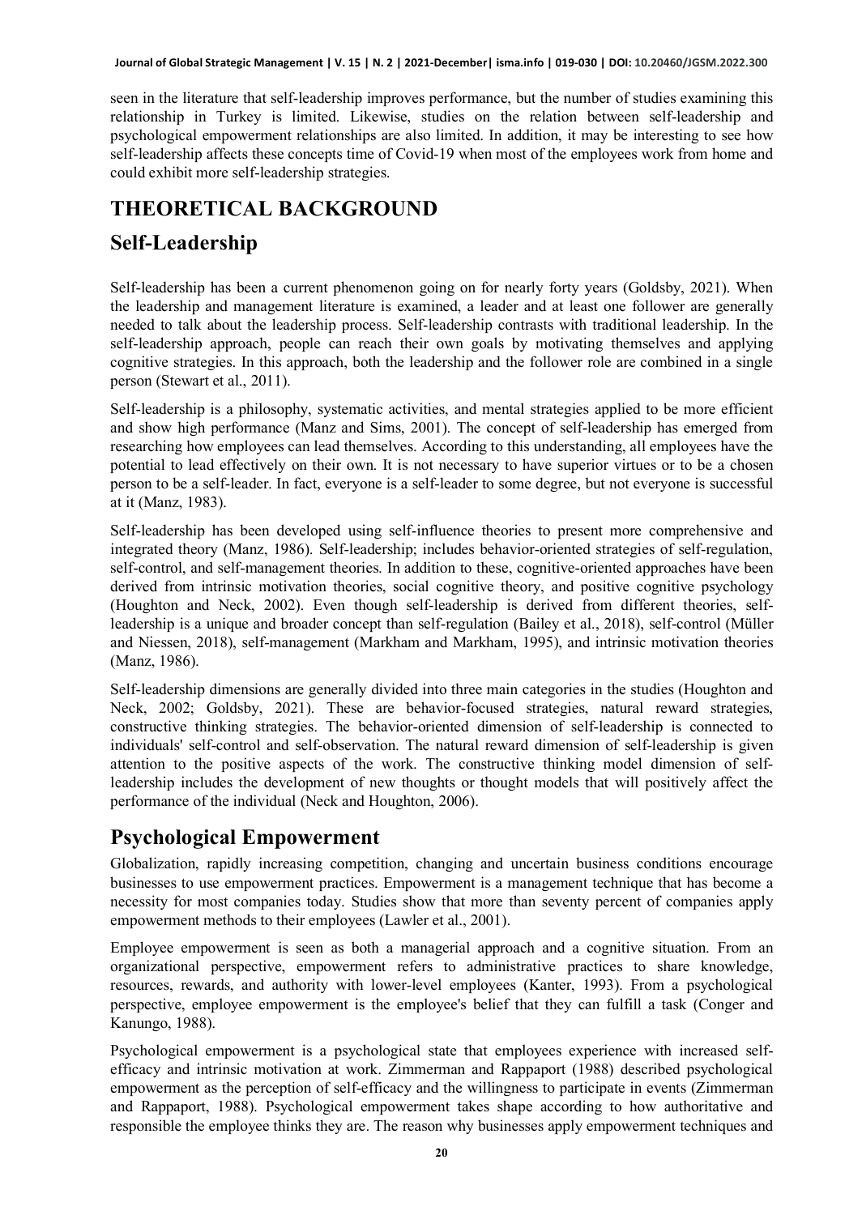seen in the literature that self-leadership improves performance, but the number of studies examining this relationship in Turkey is limited. Likewise, studies on the relation between self-leadership and psychological empowerment relationships are also limited. In addition, it may be interesting to see how self-leadership affects these concepts time of Covid-19 when most of the employees work from home and could exhibit more self-leadership strategies.

# THEORETICAL BACKGROUND

## Self-Leadership

Self-leadership has been a current phenomenon going on for nearly forty years (Goldsby, 2021). When the leadership and management literature is examined, a leader and at least one follower are generally needed to talk about the leadership process. Self-leadership contrasts with traditional leadership. In the self-leadership approach, people can reach their own goals by motivating themselves and applying cognitive strategies. In this approach, both the leadership and the follower role are combined in a single person (Stewart et al., 2011).

Self-leadership is a philosophy, systematic activities, and mental strategies applied to be more efficient and show high performance (Manz and Sims, 2001). The concept of self-leadership has emerged from researching how employees can lead themselves. According to this understanding, all employees have the potential to lead effectively on their own. It is not necessary to have superior virtues or to be a chosen person to be a self-leader. In fact, everyone is a self-leader to some degree, but not everyone is successful at it (Manz, 1983).

Self-leadership has been developed using self-influence theories to present more comprehensive and integrated theory (Manz, 1986). Self-leadership; includes behavior-oriented strategies of self-regulation, self-control, and self-management theories. In addition to these, cognitive-oriented approaches have been derived from intrinsic motivation theories, social cognitive theory, and positive cognitive psychology (Houghton and Neck, 2002). Even though self-leadership is derived from different theories, self-leadership is a unique and broader concept than self-regulation (Bailey et al., 2018), self-control (Müller and Niessen, 2018), self-management (Markham and Markham, 1995), and intrinsic motivation theories (Manz, 1986).

Self-leadership dimensions are generally divided into three main categories in the studies (Houghton and Neck, 2002; Goldsby, 2021). These are behavior-focused strategies, natural reward strategies, constructive thinking strategies. The behavior-oriented dimension of self-leadership is connected to individuals' self-control and self-observation. The natural reward dimension of self-leadership is given attention to the positive aspects of the work. The constructive thinking model dimension of self-leadership includes the development of new thoughts or thought models that will positively affect the performance of the individual (Neck and Houghton, 2006).

## Psychological Empowerment

Globalization, rapidly increasing competition, changing and uncertain business conditions encourage businesses to use empowerment practices. Empowerment is a management technique that has become a necessity for most companies today. Studies show that more than seventy percent of companies apply empowerment methods to their employees (Lawler et al., 2001).

Employee empowerment is seen as both a managerial approach and a cognitive situation. From an organizational perspective, empowerment refers to administrative practices to share knowledge, resources, rewards, and authority with lower-level employees (Kanter, 1993). From a psychological perspective, employee empowerment is the employee's belief that they can fulfill a task (Conger and Kanungo, 1988).

Psychological empowerment is a psychological state that employees experience with increased self-efficacy and intrinsic motivation at work. Zimmerman and Rappaport (1988) described psychological empowerment as the perception of self-efficacy and the willingness to participate in events (Zimmerman and Rappaport, 1988). Psychological empowerment takes shape according to how authoritative and responsible the employee thinks they are. The reason why businesses apply empowerment techniques and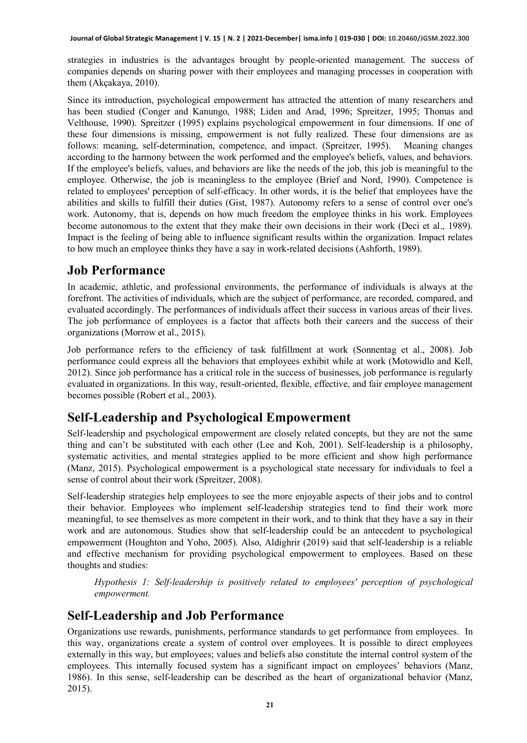strategies in industries is the advantages brought by people-oriented management. The success of companies depends on sharing power with their employees and managing processes in cooperation with them (Akçakaya, 2010).

Since its introduction, psychological empowerment has attracted the attention of many researchers and has been studied (Conger and Kanungo, 1988; Liden and Arad, 1996; Spreitzer, 1995; Thomas and Velthouse, 1990). Spreitzer (1995) explains psychological empowerment in four dimensions. If one of these four dimensions is missing, empowerment is not fully realized. These four dimensions are as follows: meaning, self-determination, competence, and impact. (Spreitzer, 1995). Meaning changes according to the harmony between the work performed and the employee's beliefs, values, and behaviors. If the employee's beliefs, values, and behaviors are like the needs of the job, this job is meaningful to the employee. Otherwise, the job is meaningless to the employee (Brief and Nord, 1990). Competence is related to employees' perception of self-efficacy. In other words, it is the belief that employees have the abilities and skills to fulfill their duties (Gist, 1987). Autonomy refers to a sense of control over one's work. Autonomy, that is, depends on how much freedom the employee thinks in his work. Employees become autonomous to the extent that they make their own decisions in their work (Deci et al., 1989). Impact is the feeling of being able to influence significant results within the organization. Impact relates to how much an employee thinks they have a say in work-related decisions (Ashforth, 1989).

## Job Performance

In academic, athletic, and professional environments, the performance of individuals is always at the forefront. The activities of individuals, which are the subject of performance, are recorded, compared, and evaluated accordingly. The performances of individuals affect their success in various areas of their lives. The job performance of employees is a factor that affects both their careers and the success of their organizations (Morrow et al., 2015).

Job performance refers to the efficiency of task fulfillment at work (Sonnentag et al., 2008). Job performance could express all the behaviors that employees exhibit while at work (Motowidlo and Kell, 2012). Since job performance has a critical role in the success of businesses, job performance is regularly evaluated in organizations. In this way, result-oriented, flexible, effective, and fair employee management becomes possible (Robert et al., 2003).

## Self-Leadership and Psychological Empowerment

Self-leadership and psychological empowerment are closely related concepts, but they are not the same thing and can't be substituted with each other (Lee and Koh, 2001). Self-leadership is a philosophy, systematic activities, and mental strategies applied to be more efficient and show high performance (Manz, 2015). Psychological empowerment is a psychological state necessary for individuals to feel a sense of control about their work (Spreitzer, 2008).

Self-leadership strategies help employees to see the more enjoyable aspects of their jobs and to control their behavior. Employees who implement self-leadership strategies tend to find their work more meaningful, to see themselves as more competent in their work, and to think that they have a say in their work and are autonomous. Studies show that self-leadership could be an antecedent to psychological empowerment (Houghton and Yoho, 2005). Also, Aldighrir (2019) said that self-leadership is a reliable and effective mechanism for providing psychological empowerment to employees. Based on these thoughts and studies:

> *Hypothesis 1: Self-leadership is positively related to employees' perception of psychological empowerment.*

## Self-Leadership and Job Performance

Organizations use rewards, punishments, performance standards to get performance from employees. In this way, organizations create a system of control over employees. It is possible to direct employees externally in this way, but employees; values and beliefs also constitute the internal control system of the employees. This internally focused system has a significant impact on employees' behaviors (Manz, 1986). In this sense, self-leadership can be described as the heart of organizational behavior (Manz, 2015).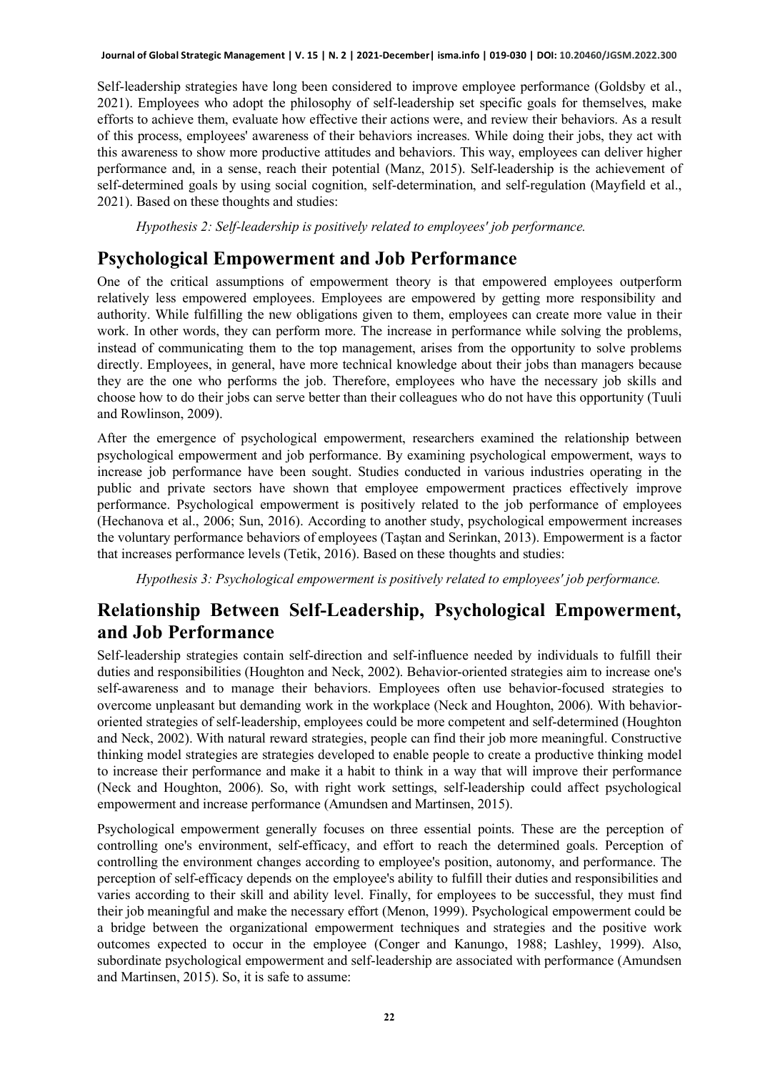Self-leadership strategies have long been considered to improve employee performance (Goldsby et al., 2021). Employees who adopt the philosophy of self-leadership set specific goals for themselves, make efforts to achieve them, evaluate how effective their actions were, and review their behaviors. As a result of this process, employees' awareness of their behaviors increases. While doing their jobs, they act with this awareness to show more productive attitudes and behaviors. This way, employees can deliver higher performance and, in a sense, reach their potential (Manz, 2015). Self-leadership is the achievement of self-determined goals by using social cognition, self-determination, and self-regulation (Mayfield et al., 2021). Based on these thoughts and studies:

*Hypothesis 2: Self-leadership is positively related to employees' job performance.*

## Psychological Empowerment and Job Performance

One of the critical assumptions of empowerment theory is that empowered employees outperform relatively less empowered employees. Employees are empowered by getting more responsibility and authority. While fulfilling the new obligations given to them, employees can create more value in their work. In other words, they can perform more. The increase in performance while solving the problems, instead of communicating them to the top management, arises from the opportunity to solve problems directly. Employees, in general, have more technical knowledge about their jobs than managers because they are the one who performs the job. Therefore, employees who have the necessary job skills and choose how to do their jobs can serve better than their colleagues who do not have this opportunity (Tuuli and Rowlinson, 2009).

After the emergence of psychological empowerment, researchers examined the relationship between psychological empowerment and job performance. By examining psychological empowerment, ways to increase job performance have been sought. Studies conducted in various industries operating in the public and private sectors have shown that employee empowerment practices effectively improve performance. Psychological empowerment is positively related to the job performance of employees (Hechanova et al., 2006; Sun, 2016). According to another study, psychological empowerment increases the voluntary performance behaviors of employees (Taştan and Serinkan, 2013). Empowerment is a factor that increases performance levels (Tetik, 2016). Based on these thoughts and studies:

*Hypothesis 3: Psychological empowerment is positively related to employees' job performance.*

## Relationship Between Self-Leadership, Psychological Empowerment, and Job Performance

Self-leadership strategies contain self-direction and self-influence needed by individuals to fulfill their duties and responsibilities (Houghton and Neck, 2002). Behavior-oriented strategies aim to increase one's self-awareness and to manage their behaviors. Employees often use behavior-focused strategies to overcome unpleasant but demanding work in the workplace (Neck and Houghton, 2006). With behavior-oriented strategies of self-leadership, employees could be more competent and self-determined (Houghton and Neck, 2002). With natural reward strategies, people can find their job more meaningful. Constructive thinking model strategies are strategies developed to enable people to create a productive thinking model to increase their performance and make it a habit to think in a way that will improve their performance (Neck and Houghton, 2006). So, with right work settings, self-leadership could affect psychological empowerment and increase performance (Amundsen and Martinsen, 2015).

Psychological empowerment generally focuses on three essential points. These are the perception of controlling one's environment, self-efficacy, and effort to reach the determined goals. Perception of controlling the environment changes according to employee's position, autonomy, and performance. The perception of self-efficacy depends on the employee's ability to fulfill their duties and responsibilities and varies according to their skill and ability level. Finally, for employees to be successful, they must find their job meaningful and make the necessary effort (Menon, 1999). Psychological empowerment could be a bridge between the organizational empowerment techniques and strategies and the positive work outcomes expected to occur in the employee (Conger and Kanungo, 1988; Lashley, 1999). Also, subordinate psychological empowerment and self-leadership are associated with performance (Amundsen and Martinsen, 2015). So, it is safe to assume: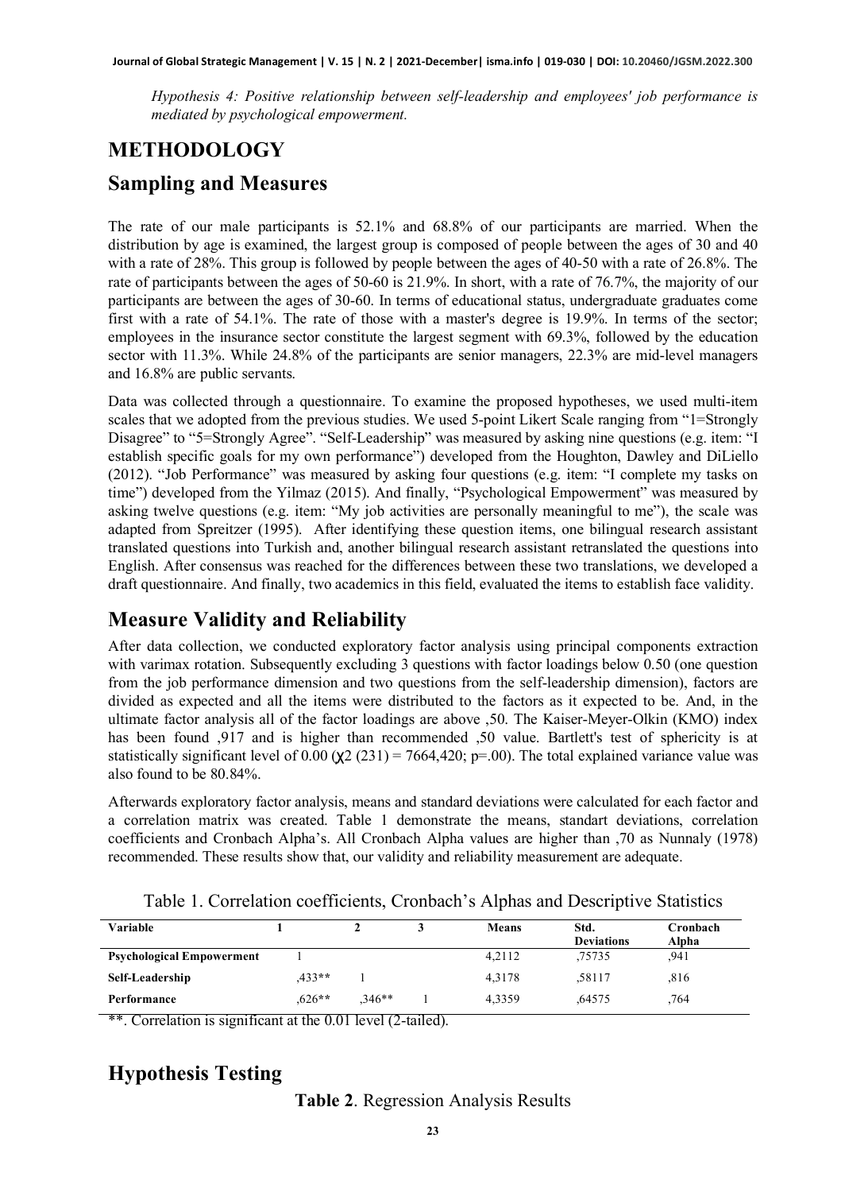*Hypothesis 4: Positive relationship between self-leadership and employees' job performance is mediated by psychological empowerment.*

# METHODOLOGY

## Sampling and Measures

The rate of our male participants is 52.1% and 68.8% of our participants are married. When the distribution by age is examined, the largest group is composed of people between the ages of 30 and 40 with a rate of 28%. This group is followed by people between the ages of 40-50 with a rate of 26.8%. The rate of participants between the ages of 50-60 is 21.9%. In short, with a rate of 76.7%, the majority of our participants are between the ages of 30-60. In terms of educational status, undergraduate graduates come first with a rate of 54.1%. The rate of those with a master's degree is 19.9%. In terms of the sector; employees in the insurance sector constitute the largest segment with 69.3%, followed by the education sector with 11.3%. While 24.8% of the participants are senior managers, 22.3% are mid-level managers and 16.8% are public servants.

Data was collected through a questionnaire. To examine the proposed hypotheses, we used multi-item scales that we adopted from the previous studies. We used 5-point Likert Scale ranging from "1=Strongly Disagree" to "5=Strongly Agree". "Self-Leadership" was measured by asking nine questions (e.g. item: "I establish specific goals for my own performance") developed from the Houghton, Dawley and DiLiello (2012). "Job Performance" was measured by asking four questions (e.g. item: "I complete my tasks on time") developed from the Yilmaz (2015). And finally, "Psychological Empowerment" was measured by asking twelve questions (e.g. item: "My job activities are personally meaningful to me"), the scale was adapted from Spreitzer (1995). After identifying these question items, one bilingual research assistant translated questions into Turkish and, another bilingual research assistant retranslated the questions into English. After consensus was reached for the differences between these two translations, we developed a draft questionnaire. And finally, two academics in this field, evaluated the items to establish face validity.

## Measure Validity and Reliability

After data collection, we conducted exploratory factor analysis using principal components extraction with varimax rotation. Subsequently excluding 3 questions with factor loadings below 0.50 (one question from the job performance dimension and two questions from the self-leadership dimension), factors are divided as expected and all the items were distributed to the factors as it expected to be. And, in the ultimate factor analysis all of the factor loadings are above ,50. The Kaiser-Meyer-Olkin (KMO) index has been found ,917 and is higher than recommended ,50 value. Bartlett's test of sphericity is at statistically significant level of 0.00 ($\chi^2$ (231) = 7664,420; p=.00). The total explained variance value was also found to be 80.84%.

Afterwards exploratory factor analysis, means and standard deviations were calculated for each factor and a correlation matrix was created. Table 1 demonstrate the means, standart deviations, correlation coefficients and Cronbach Alpha's. All Cronbach Alpha values are higher than ,70 as Nunnaly (1978) recommended. These results show that, our validity and reliability measurement are adequate.

Table 1. Correlation coefficients, Cronbach's Alphas and Descriptive Statistics

| Variable | 1 | 2 | 3 | Means | Std. Deviations | Cronbach Alpha |
|---|---|---|---|---|---|---|
| **Psychological Empowerment** | 1 | | | 4,2112 | ,75735 | ,941 |
| **Self-Leadership** | ,433** | 1 | | 4,3178 | ,58117 | ,816 |
| **Performance** | ,626** | ,346** | 1 | 4,3359 | ,64575 | ,764 |

**. Correlation is significant at the 0.01 level (2-tailed).

## Hypothesis Testing

**Table 2**. Regression Analysis Results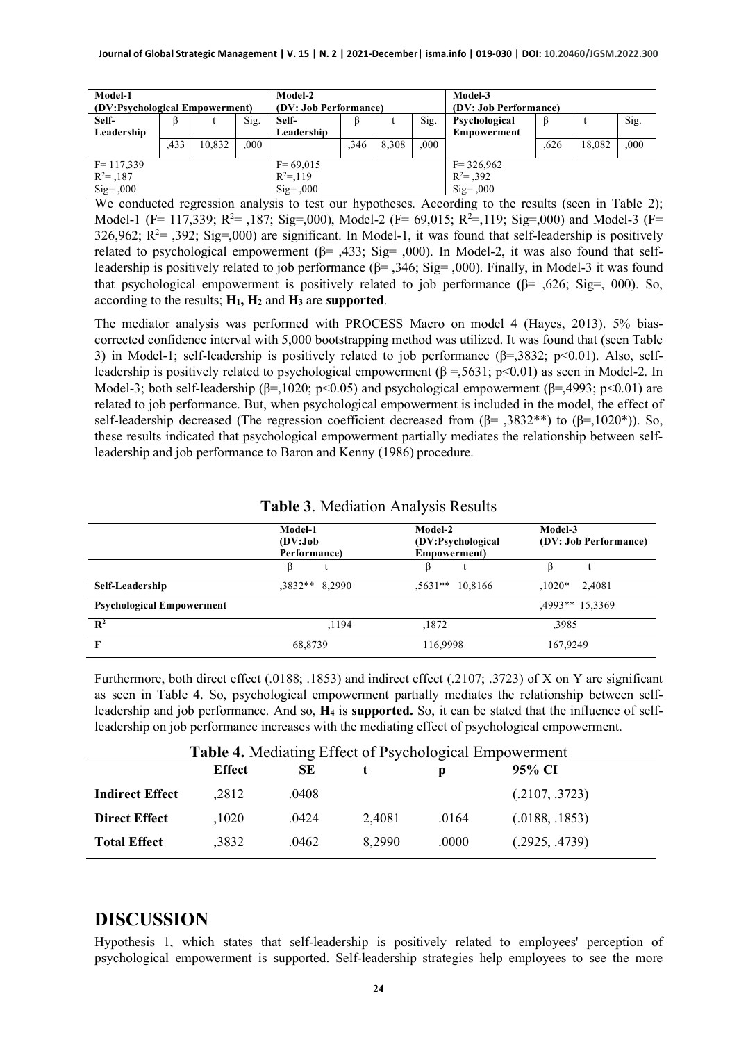| Model-1 (DV:Psychological Empowerment) | | | | Model-2 (DV: Job Performance) | | | | Model-3 (DV: Job Performance) | | | |
|---|---|---|---|---|---|---|---|---|---|---|---|
| Self-Leadership | β | t | Sig. | Self-Leadership | β | t | Sig. | Psychological Empowerment | β | t | Sig. |
| | ,433 | 10,832 | ,000 | | ,346 | 8,308 | ,000 | | ,626 | 18,082 | ,000 |
| F= 117,339<br>$R^2$= ,187<br>Sig= ,000 | | | | F= 69,015<br>$R^2$=,119<br>Sig= ,000 | | | | F= 326,962<br>$R^2$= ,392<br>Sig= ,000 | | | |

We conducted regression analysis to test our hypotheses. According to the results (seen in Table 2); Model-1 (F= 117,339; $R^2$= ,187; Sig=,000), Model-2 (F= 69,015; $R^2$=,119; Sig=,000) and Model-3 (F= 326,962; $R^2$= ,392; Sig=,000) are significant. In Model-1, it was found that self-leadership is positively related to psychological empowerment (β= ,433; Sig= ,000). In Model-2, it was also found that self-leadership is positively related to job performance (β= ,346; Sig= ,000). Finally, in Model-3 it was found that psychological empowerment is positively related to job performance (β= ,626; Sig=, 000). So, according to the results; **$H_1$, $H_2$** and **$H_3$** are **supported**.

The mediator analysis was performed with PROCESS Macro on model 4 (Hayes, 2013). 5% bias-corrected confidence interval with 5,000 bootstrapping method was utilized. It was found that (seen Table 3) in Model-1; self-leadership is positively related to job performance (β=,3832; p<0.01). Also, self-leadership is positively related to psychological empowerment (β =,5631; p<0.01) as seen in Model-2. In Model-3; both self-leadership (β=,1020; p<0.05) and psychological empowerment (β=,4993; p<0.01) are related to job performance. But, when psychological empowerment is included in the model, the effect of self-leadership decreased (The regression coefficient decreased from (β= ,3832**) to (β=,1020*)). So, these results indicated that psychological empowerment partially mediates the relationship between self-leadership and job performance to Baron and Kenny (1986) procedure.

**Table 3**. Mediation Analysis Results

| | Model-1 (DV:Job Performance) | | Model-2 (DV:Psychological Empowerment) | | Model-3 (DV: Job Performance) | |
|---|---|---|---|---|---|---|
| | β | t | β | t | β | t |
| **Self-Leadership** | ,3832** | 8,2990 | ,5631** | 10,8166 | ,1020* | 2,4081 |
| **Psychological Empowerment** | | | | | ,4993** | 15,3369 |
| $R^2$ | | ,1194 | ,1872 | | ,3985 | |
| **F** | 68,8739 | | 116,9998 | | 167,9249 | |

Furthermore, both direct effect (.0188; .1853) and indirect effect (.2107; .3723) of X on Y are significant as seen in Table 4. So, psychological empowerment partially mediates the relationship between self-leadership and job performance. And so, **$H_4$** is **supported.** So, it can be stated that the influence of self-leadership on job performance increases with the mediating effect of psychological empowerment.

**Table 4.** Mediating Effect of Psychological Empowerment

| | Effect | SE | t | p | 95% CI |
|---|---|---|---|---|---|
| **Indirect Effect** | ,2812 | .0408 | | | (.2107, .3723) |
| **Direct Effect** | ,1020 | .0424 | 2,4081 | .0164 | (.0188, .1853) |
| **Total Effect** | ,3832 | .0462 | 8,2990 | .0000 | (.2925, .4739) |

# DISCUSSION

Hypothesis 1, which states that self-leadership is positively related to employees' perception of psychological empowerment is supported. Self-leadership strategies help employees to see the more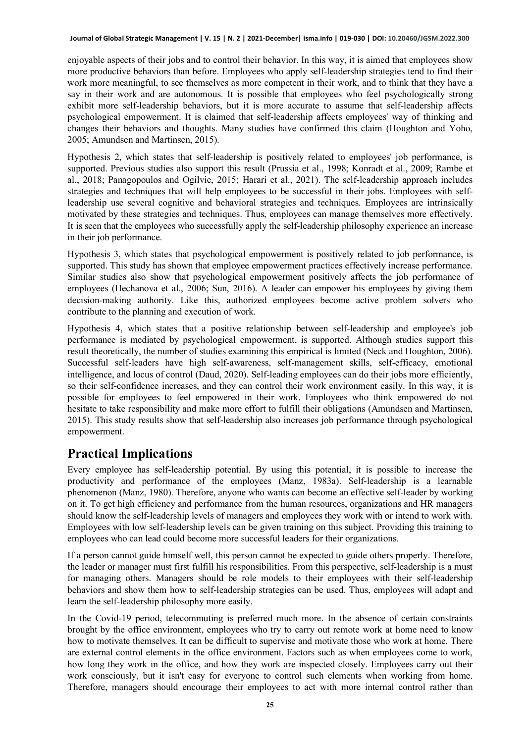enjoyable aspects of their jobs and to control their behavior. In this way, it is aimed that employees show more productive behaviors than before. Employees who apply self-leadership strategies tend to find their work more meaningful, to see themselves as more competent in their work, and to think that they have a say in their work and are autonomous. It is possible that employees who feel psychologically strong exhibit more self-leadership behaviors, but it is more accurate to assume that self-leadership affects psychological empowerment. It is claimed that self-leadership affects employees' way of thinking and changes their behaviors and thoughts. Many studies have confirmed this claim (Houghton and Yoho, 2005; Amundsen and Martinsen, 2015).

Hypothesis 2, which states that self-leadership is positively related to employees' job performance, is supported. Previous studies also support this result (Prussia et al., 1998; Konradt et al., 2009; Rambe et al., 2018; Panagopoulos and Ogilvie, 2015; Harari et al., 2021). The self-leadership approach includes strategies and techniques that will help employees to be successful in their jobs. Employees with self-leadership use several cognitive and behavioral strategies and techniques. Employees are intrinsically motivated by these strategies and techniques. Thus, employees can manage themselves more effectively. It is seen that the employees who successfully apply the self-leadership philosophy experience an increase in their job performance.

Hypothesis 3, which states that psychological empowerment is positively related to job performance, is supported. This study has shown that employee empowerment practices effectively increase performance. Similar studies also show that psychological empowerment positively affects the job performance of employees (Hechanova et al., 2006; Sun, 2016). A leader can empower his employees by giving them decision-making authority. Like this, authorized employees become active problem solvers who contribute to the planning and execution of work.

Hypothesis 4, which states that a positive relationship between self-leadership and employee's job performance is mediated by psychological empowerment, is supported. Although studies support this result theoretically, the number of studies examining this empirical is limited (Neck and Houghton, 2006). Successful self-leaders have high self-awareness, self-management skills, self-efficacy, emotional intelligence, and locus of control (Daud, 2020). Self-leading employees can do their jobs more efficiently, so their self-confidence increases, and they can control their work environment easily. In this way, it is possible for employees to feel empowered in their work. Employees who think empowered do not hesitate to take responsibility and make more effort to fulfill their obligations (Amundsen and Martinsen, 2015). This study results show that self-leadership also increases job performance through psychological empowerment.

## Practical Implications

Every employee has self-leadership potential. By using this potential, it is possible to increase the productivity and performance of the employees (Manz, 1983a). Self-leadership is a learnable phenomenon (Manz, 1980). Therefore, anyone who wants can become an effective self-leader by working on it. To get high efficiency and performance from the human resources, organizations and HR managers should know the self-leadership levels of managers and employees they work with or intend to work with. Employees with low self-leadership levels can be given training on this subject. Providing this training to employees who can lead could become more successful leaders for their organizations.

If a person cannot guide himself well, this person cannot be expected to guide others properly. Therefore, the leader or manager must first fulfill his responsibilities. From this perspective, self-leadership is a must for managing others. Managers should be role models to their employees with their self-leadership behaviors and show them how to self-leadership strategies can be used. Thus, employees will adapt and learn the self-leadership philosophy more easily.

In the Covid-19 period, telecommuting is preferred much more. In the absence of certain constraints brought by the office environment, employees who try to carry out remote work at home need to know how to motivate themselves. It can be difficult to supervise and motivate those who work at home. There are external control elements in the office environment. Factors such as when employees come to work, how long they work in the office, and how they work are inspected closely. Employees carry out their work consciously, but it isn't easy for everyone to control such elements when working from home. Therefore, managers should encourage their employees to act with more internal control rather than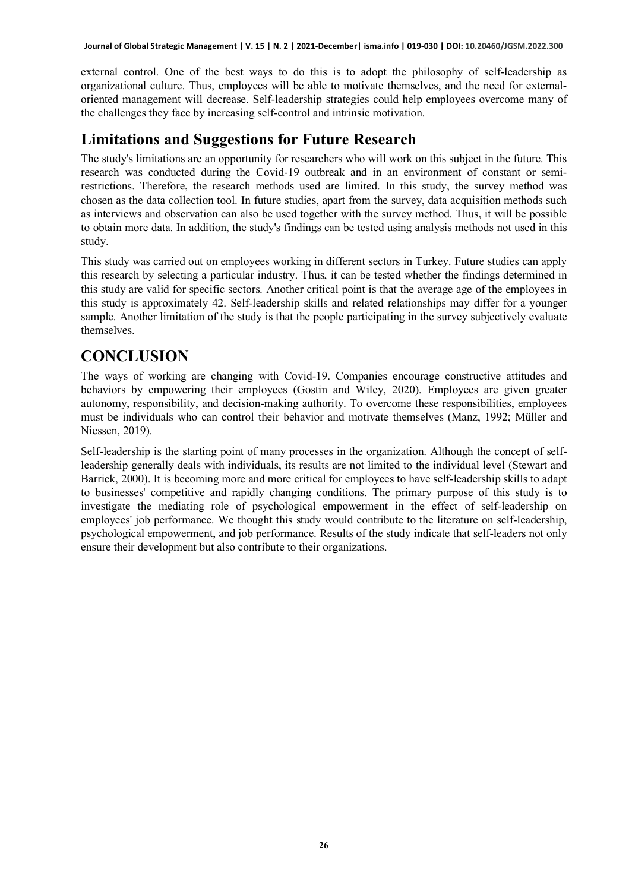external control. One of the best ways to do this is to adopt the philosophy of self-leadership as organizational culture. Thus, employees will be able to motivate themselves, and the need for external-oriented management will decrease. Self-leadership strategies could help employees overcome many of the challenges they face by increasing self-control and intrinsic motivation.

## Limitations and Suggestions for Future Research

The study's limitations are an opportunity for researchers who will work on this subject in the future. This research was conducted during the Covid-19 outbreak and in an environment of constant or semi-restrictions. Therefore, the research methods used are limited. In this study, the survey method was chosen as the data collection tool. In future studies, apart from the survey, data acquisition methods such as interviews and observation can also be used together with the survey method. Thus, it will be possible to obtain more data. In addition, the study's findings can be tested using analysis methods not used in this study.

This study was carried out on employees working in different sectors in Turkey. Future studies can apply this research by selecting a particular industry. Thus, it can be tested whether the findings determined in this study are valid for specific sectors. Another critical point is that the average age of the employees in this study is approximately 42. Self-leadership skills and related relationships may differ for a younger sample. Another limitation of the study is that the people participating in the survey subjectively evaluate themselves.

# CONCLUSION

The ways of working are changing with Covid-19. Companies encourage constructive attitudes and behaviors by empowering their employees (Gostin and Wiley, 2020). Employees are given greater autonomy, responsibility, and decision-making authority. To overcome these responsibilities, employees must be individuals who can control their behavior and motivate themselves (Manz, 1992; Müller and Niessen, 2019).

Self-leadership is the starting point of many processes in the organization. Although the concept of self-leadership generally deals with individuals, its results are not limited to the individual level (Stewart and Barrick, 2000). It is becoming more and more critical for employees to have self-leadership skills to adapt to businesses' competitive and rapidly changing conditions. The primary purpose of this study is to investigate the mediating role of psychological empowerment in the effect of self-leadership on employees' job performance. We thought this study would contribute to the literature on self-leadership, psychological empowerment, and job performance. Results of the study indicate that self-leaders not only ensure their development but also contribute to their organizations.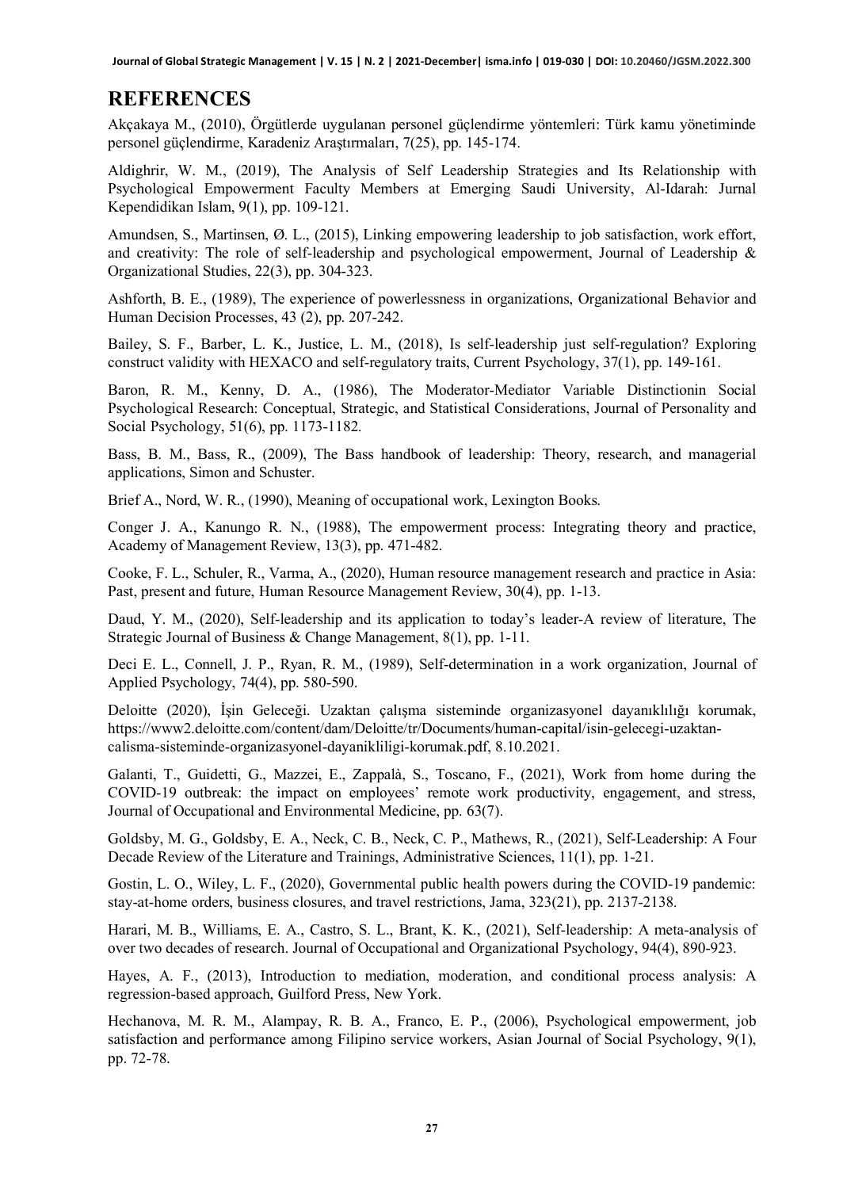## REFERENCES

Akçakaya M., (2010), Örgütlerde uygulanan personel güçlendirme yöntemleri: Türk kamu yönetiminde personel güçlendirme, Karadeniz Araştırmaları, 7(25), pp. 145-174.

Aldighrir, W. M., (2019), The Analysis of Self Leadership Strategies and Its Relationship with Psychological Empowerment Faculty Members at Emerging Saudi University, Al-Idarah: Jurnal Kependidikan Islam, 9(1), pp. 109-121.

Amundsen, S., Martinsen, Ø. L., (2015), Linking empowering leadership to job satisfaction, work effort, and creativity: The role of self-leadership and psychological empowerment, Journal of Leadership & Organizational Studies, 22(3), pp. 304-323.

Ashforth, B. E., (1989), The experience of powerlessness in organizations, Organizational Behavior and Human Decision Processes, 43 (2), pp. 207-242.

Bailey, S. F., Barber, L. K., Justice, L. M., (2018), Is self-leadership just self-regulation? Exploring construct validity with HEXACO and self-regulatory traits, Current Psychology, 37(1), pp. 149-161.

Baron, R. M., Kenny, D. A., (1986), The Moderator-Mediator Variable Distinctionin Social Psychological Research: Conceptual, Strategic, and Statistical Considerations, Journal of Personality and Social Psychology, 51(6), pp. 1173-1182.

Bass, B. M., Bass, R., (2009), The Bass handbook of leadership: Theory, research, and managerial applications, Simon and Schuster.

Brief A., Nord, W. R., (1990), Meaning of occupational work, Lexington Books.

Conger J. A., Kanungo R. N., (1988), The empowerment process: Integrating theory and practice, Academy of Management Review, 13(3), pp. 471-482.

Cooke, F. L., Schuler, R., Varma, A., (2020), Human resource management research and practice in Asia: Past, present and future, Human Resource Management Review, 30(4), pp. 1-13.

Daud, Y. M., (2020), Self-leadership and its application to today's leader-A review of literature, The Strategic Journal of Business & Change Management, 8(1), pp. 1-11.

Deci E. L., Connell, J. P., Ryan, R. M., (1989), Self-determination in a work organization, Journal of Applied Psychology, 74(4), pp. 580-590.

Deloitte (2020), İşin Geleceği. Uzaktan çalışma sisteminde organizasyonel dayanıklılığı korumak, https://www2.deloitte.com/content/dam/Deloitte/tr/Documents/human-capital/isin-gelecegi-uzaktan-calisma-sisteminde-organizasyonel-dayanikliligi-korumak.pdf, 8.10.2021.

Galanti, T., Guidetti, G., Mazzei, E., Zappalà, S., Toscano, F., (2021), Work from home during the COVID-19 outbreak: the impact on employees' remote work productivity, engagement, and stress, Journal of Occupational and Environmental Medicine, pp. 63(7).

Goldsby, M. G., Goldsby, E. A., Neck, C. B., Neck, C. P., Mathews, R., (2021), Self-Leadership: A Four Decade Review of the Literature and Trainings, Administrative Sciences, 11(1), pp. 1-21.

Gostin, L. O., Wiley, L. F., (2020), Governmental public health powers during the COVID-19 pandemic: stay-at-home orders, business closures, and travel restrictions, Jama, 323(21), pp. 2137-2138.

Harari, M. B., Williams, E. A., Castro, S. L., Brant, K. K., (2021), Self-leadership: A meta-analysis of over two decades of research. Journal of Occupational and Organizational Psychology, 94(4), 890-923.

Hayes, A. F., (2013), Introduction to mediation, moderation, and conditional process analysis: A regression-based approach, Guilford Press, New York.

Hechanova, M. R. M., Alampay, R. B. A., Franco, E. P., (2006), Psychological empowerment, job satisfaction and performance among Filipino service workers, Asian Journal of Social Psychology, 9(1), pp. 72-78.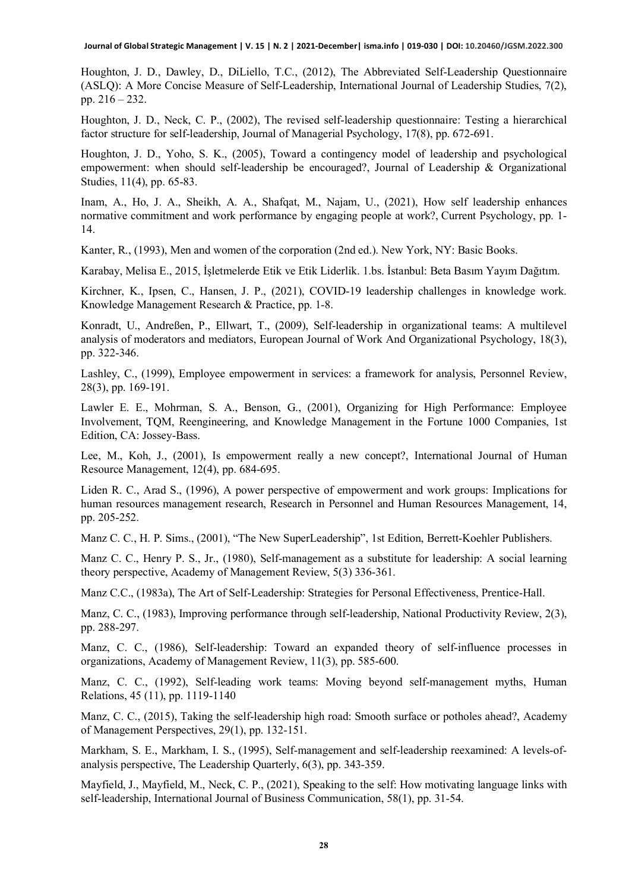Houghton, J. D., Dawley, D., DiLiello, T.C., (2012), The Abbreviated Self-Leadership Questionnaire (ASLQ): A More Concise Measure of Self-Leadership, International Journal of Leadership Studies, 7(2), pp. 216 – 232.

Houghton, J. D., Neck, C. P., (2002), The revised self-leadership questionnaire: Testing a hierarchical factor structure for self-leadership, Journal of Managerial Psychology, 17(8), pp. 672-691.

Houghton, J. D., Yoho, S. K., (2005), Toward a contingency model of leadership and psychological empowerment: when should self-leadership be encouraged?, Journal of Leadership & Organizational Studies, 11(4), pp. 65-83.

Inam, A., Ho, J. A., Sheikh, A. A., Shafqat, M., Najam, U., (2021), How self leadership enhances normative commitment and work performance by engaging people at work?, Current Psychology, pp. 1-14.

Kanter, R., (1993), Men and women of the corporation (2nd ed.). New York, NY: Basic Books.

Karabay, Melisa E., 2015, İşletmelerde Etik ve Etik Liderlik. 1.bs. İstanbul: Beta Basım Yayım Dağıtım.

Kirchner, K., Ipsen, C., Hansen, J. P., (2021), COVID-19 leadership challenges in knowledge work. Knowledge Management Research & Practice, pp. 1-8.

Konradt, U., Andreßen, P., Ellwart, T., (2009), Self-leadership in organizational teams: A multilevel analysis of moderators and mediators, European Journal of Work And Organizational Psychology, 18(3), pp. 322-346.

Lashley, C., (1999), Employee empowerment in services: a framework for analysis, Personnel Review, 28(3), pp. 169-191.

Lawler E. E., Mohrman, S. A., Benson, G., (2001), Organizing for High Performance: Employee Involvement, TQM, Reengineering, and Knowledge Management in the Fortune 1000 Companies, 1st Edition, CA: Jossey-Bass.

Lee, M., Koh, J., (2001), Is empowerment really a new concept?, International Journal of Human Resource Management, 12(4), pp. 684-695.

Liden R. C., Arad S., (1996), A power perspective of empowerment and work groups: Implications for human resources management research, Research in Personnel and Human Resources Management, 14, pp. 205-252.

Manz C. C., H. P. Sims., (2001), "The New SuperLeadership", 1st Edition, Berrett-Koehler Publishers.

Manz C. C., Henry P. S., Jr., (1980), Self-management as a substitute for leadership: A social learning theory perspective, Academy of Management Review, 5(3) 336-361.

Manz C.C., (1983a), The Art of Self-Leadership: Strategies for Personal Effectiveness, Prentice-Hall.

Manz, C. C., (1983), Improving performance through self-leadership, National Productivity Review, 2(3), pp. 288-297.

Manz, C. C., (1986), Self-leadership: Toward an expanded theory of self-influence processes in organizations, Academy of Management Review, 11(3), pp. 585-600.

Manz, C. C., (1992), Self-leading work teams: Moving beyond self-management myths, Human Relations, 45 (11), pp. 1119-1140

Manz, C. C., (2015), Taking the self-leadership high road: Smooth surface or potholes ahead?, Academy of Management Perspectives, 29(1), pp. 132-151.

Markham, S. E., Markham, I. S., (1995), Self-management and self-leadership reexamined: A levels-of-analysis perspective, The Leadership Quarterly, 6(3), pp. 343-359.

Mayfield, J., Mayfield, M., Neck, C. P., (2021), Speaking to the self: How motivating language links with self-leadership, International Journal of Business Communication, 58(1), pp. 31-54.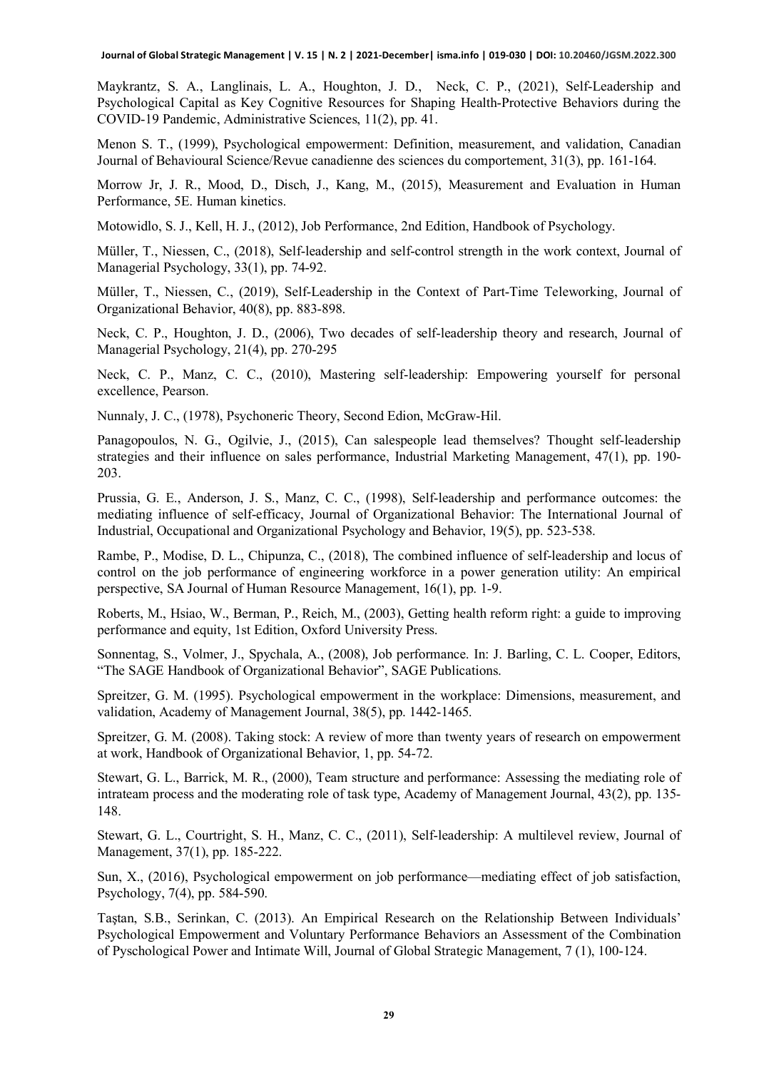Maykrantz, S. A., Langlinais, L. A., Houghton, J. D., Neck, C. P., (2021), Self-Leadership and Psychological Capital as Key Cognitive Resources for Shaping Health-Protective Behaviors during the COVID-19 Pandemic, Administrative Sciences, 11(2), pp. 41.

Menon S. T., (1999), Psychological empowerment: Definition, measurement, and validation, Canadian Journal of Behavioural Science/Revue canadienne des sciences du comportement, 31(3), pp. 161-164.

Morrow Jr, J. R., Mood, D., Disch, J., Kang, M., (2015), Measurement and Evaluation in Human Performance, 5E. Human kinetics.

Motowidlo, S. J., Kell, H. J., (2012), Job Performance, 2nd Edition, Handbook of Psychology.

Müller, T., Niessen, C., (2018), Self-leadership and self-control strength in the work context, Journal of Managerial Psychology, 33(1), pp. 74-92.

Müller, T., Niessen, C., (2019), Self-Leadership in the Context of Part-Time Teleworking, Journal of Organizational Behavior, 40(8), pp. 883-898.

Neck, C. P., Houghton, J. D., (2006), Two decades of self-leadership theory and research, Journal of Managerial Psychology, 21(4), pp. 270-295

Neck, C. P., Manz, C. C., (2010), Mastering self-leadership: Empowering yourself for personal excellence, Pearson.

Nunnaly, J. C., (1978), Psychoneric Theory, Second Edion, McGraw-Hil.

Panagopoulos, N. G., Ogilvie, J., (2015), Can salespeople lead themselves? Thought self-leadership strategies and their influence on sales performance, Industrial Marketing Management, 47(1), pp. 190-203.

Prussia, G. E., Anderson, J. S., Manz, C. C., (1998), Self-leadership and performance outcomes: the mediating influence of self-efficacy, Journal of Organizational Behavior: The International Journal of Industrial, Occupational and Organizational Psychology and Behavior, 19(5), pp. 523-538.

Rambe, P., Modise, D. L., Chipunza, C., (2018), The combined influence of self-leadership and locus of control on the job performance of engineering workforce in a power generation utility: An empirical perspective, SA Journal of Human Resource Management, 16(1), pp. 1-9.

Roberts, M., Hsiao, W., Berman, P., Reich, M., (2003), Getting health reform right: a guide to improving performance and equity, 1st Edition, Oxford University Press.

Sonnentag, S., Volmer, J., Spychala, A., (2008), Job performance. In: J. Barling, C. L. Cooper, Editors, "The SAGE Handbook of Organizational Behavior", SAGE Publications.

Spreitzer, G. M. (1995). Psychological empowerment in the workplace: Dimensions, measurement, and validation, Academy of Management Journal, 38(5), pp. 1442-1465.

Spreitzer, G. M. (2008). Taking stock: A review of more than twenty years of research on empowerment at work, Handbook of Organizational Behavior, 1, pp. 54-72.

Stewart, G. L., Barrick, M. R., (2000), Team structure and performance: Assessing the mediating role of intrateam process and the moderating role of task type, Academy of Management Journal, 43(2), pp. 135-148.

Stewart, G. L., Courtright, S. H., Manz, C. C., (2011), Self-leadership: A multilevel review, Journal of Management, 37(1), pp. 185-222.

Sun, X., (2016), Psychological empowerment on job performance—mediating effect of job satisfaction, Psychology, 7(4), pp. 584-590.

Taştan, S.B., Serinkan, C. (2013). An Empirical Research on the Relationship Between Individuals' Psychological Empowerment and Voluntary Performance Behaviors an Assessment of the Combination of Pyschological Power and Intimate Will, Journal of Global Strategic Management, 7 (1), 100-124.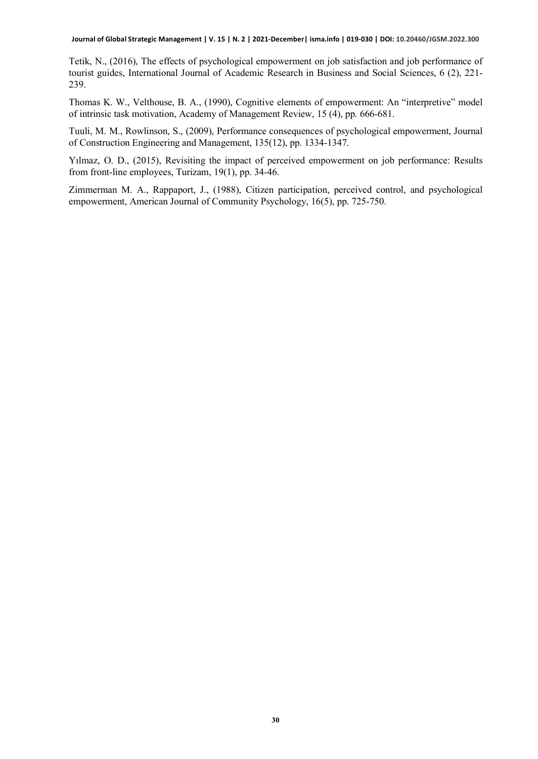Tetik, N., (2016), The effects of psychological empowerment on job satisfaction and job performance of tourist guides, International Journal of Academic Research in Business and Social Sciences, 6 (2), 221-239.

Thomas K. W., Velthouse, B. A., (1990), Cognitive elements of empowerment: An "interpretive" model of intrinsic task motivation, Academy of Management Review, 15 (4), pp. 666-681.

Tuuli, M. M., Rowlinson, S., (2009), Performance consequences of psychological empowerment, Journal of Construction Engineering and Management, 135(12), pp. 1334-1347.

Yılmaz, O. D., (2015), Revisiting the impact of perceived empowerment on job performance: Results from front-line employees, Turizam, 19(1), pp. 34-46.

Zimmerman M. A., Rappaport, J., (1988), Citizen participation, perceived control, and psychological empowerment, American Journal of Community Psychology, 16(5), pp. 725-750.